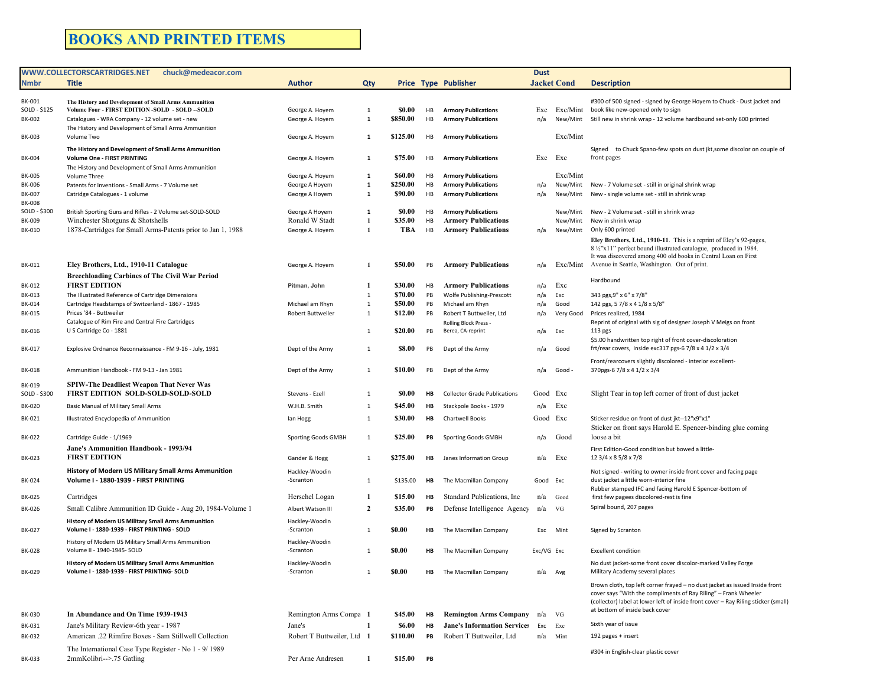# BOOKS AND PRINTED ITEMS

WWW.COLLECTORSCARTRIDGES.NET chuck@medeacor.com

| Nmbr | Title | Author | Qty | Price | Type | Publisher | Dust Jacket | Cond | Description |
|---|---|---|---|---|---|---|---|---|---|
| BK-001 SOLD - $125 | **The History and Development of Small Arms Ammunition Volume Four - FIRST EDITION -SOLD - SOLD --SOLD** | George A. Hoyem | 1 | $0.00 | HB | **Armory Publications** | Exc | Exc/Mint | #300 of 500 signed - signed by George Hoyem to Chuck - Dust jacket and book like new-opened only to sign |
| BK-002 | Catalogues - WRA Company - 12 volume set - new | George A. Hoyem | 1 | $850.00 | HB | **Armory Publications** | n/a | New/Mint | Still new in shrink wrap - 12 volume hardbound set-only 600 printed |
| BK-003 | The History and Development of Small Arms Ammunition Volume Two | George A. Hoyem | 1 | $125.00 | HB | **Armory Publications** | | Exc/Mint | |
| BK-004 | **The History and Development of Small Arms Ammunition Volume One - FIRST PRINTING** | George A. Hoyem | 1 | $75.00 | HB | **Armory Publications** | Exc | Exc | Signed to Chuck Spano-few spots on dust jkt,some discolor on couple of front pages |
| BK-005 | The History and Development of Small Arms Ammunition Volume Three | George A. Hoyem | 1 | $60.00 | HB | **Armory Publications** | | Exc/Mint | |
| BK-006 | Patents for Inventions - Small Arms - 7 Volume set | George A Hoyem | 1 | $250.00 | HB | **Armory Publications** | n/a | New/Mint | New - 7 Volume set - still in original shrink wrap |
| BK-007 | Catridge Catalogues - 1 volume | George A Hoyem | 1 | $90.00 | HB | **Armory Publications** | n/a | New/Mint | New - single volume set - still in shrink wrap |
| BK-008 SOLD - $300 | British Sporting Guns and Rifles - 2 Volume set-SOLD-SOLD | George A Hoyem | 1 | $0.00 | HB | **Armory Publications** | | New/Mint | New - 2 Volume set - still in shrink wrap |
| BK-009 | Winchester Shotguns & Shotshells | Ronald W Stadt | 1 | $35.00 | HB | **Armory Publications** | | New/Mint | New in shrink wrap |
| BK-010 | 1878-Cartridges for Small Arms-Patents prior to Jan 1, 1988 | George A. Hoyem | 1 | TBA | HB | **Armory Publications** | n/a | New/Mint | Only 600 printed |
| BK-011 | **Eley Brothers, Ltd., 1910-11 Catalogue** | George A. Hoyem | 1 | $50.00 | PB | **Armory Publications** | n/a | Exc/Mint | **Eley Brothers, Ltd., 1910-11**. This is a reprint of Eley's 92-pages, 8 ½"x11" perfect bound illustrated catalogue, produced in 1984. It was discovered among 400 old books in Central Loan on First Avenue in Seattle, Washington. Out of print. |
| BK-012 | **Breechloading Carbines of The Civil War Period FIRST EDITION** | **Pitman, John** | 1 | $30.00 | HB | **Armory Publications** | n/a | Exc | Hardbound |
| BK-013 | The Illustrated Reference of Cartridge Dimensions | | 1 | $70.00 | PB | Wolfe Publishing-Prescott | n/a | Exc | 343 pgs,9" x 6" x 7/8" |
| BK-014 | Cartridge Headstamps of Switzerland - 1867 - 1985 | Michael am Rhyn | 1 | $50.00 | PB | Michael am Rhyn | n/a | Good | 142 pgs, 5 7/8 x 4 1/8 x 5/8" |
| BK-015 | Prices '84 - Buttweiler | Robert Buttweiler | 1 | $12.00 | PB | Robert T Buttweiler, Ltd | n/a | Very Good | Prices realized, 1984 |
| BK-016 | Catalogue of Rim Fire and Central Fire Cartridges U S Cartridge Co - 1881 | | 1 | $20.00 | PB | Rolling Block Press - Berea, CA-reprint | n/a | Exc | Reprint of original with sig of designer Joseph V Meigs on front 113 pgs |
| BK-017 | Explosive Ordnance Reconnaissance - FM 9-16 - July, 1981 | Dept of the Army | 1 | $8.00 | PB | Dept of the Army | n/a | Good | $5.00 handwritten top right of front cover-discoloration frt/rear covers, inside exc317 pgs-6 7/8 x 4 1/2 x 3/4 |
| BK-018 | Ammunition Handbook - FM 9-13 - Jan 1981 | Dept of the Army | 1 | $10.00 | PB | Dept of the Army | n/a | Good - | Front/rearcovers slightly discolored - interior excellent-370pgs-6 7/8 x 4 1/2 x 3/4 |
| BK-019 SOLD - $300 | **SPIW-The Deadliest Weapon That Never Was FIRST EDITION SOLD-SOLD-SOLD-SOLD** | Stevens - Ezell | 1 | $0.00 | HB | Collector Grade Publications | Good | Exc | Slight Tear in top left corner of front of dust jacket |
| BK-020 | Basic Manual of Military Small Arms | W.H.B. Smith | 1 | $45.00 | HB | Stackpole Books - 1979 | n/a | Exc | |
| BK-021 | Illustrated Encyclopedia of Ammunition | Ian Hogg | 1 | $30.00 | HB | Chartwell Books | Good | Exc | Sticker residue on front of dust jkt--12"x9"x1" |
| BK-022 | Cartridge Guide - 1/1969 | Sporting Goods GMBH | 1 | $25.00 | PB | Sporting Goods GMBH | n/a | Good | Sticker on front says Harold E. Spencer-binding glue coming loose a bit |
| BK-023 | **Jane's Ammunition Handbook - 1993/94 FIRST EDITION** | Gander & Hogg | 1 | $275.00 | HB | Janes Information Group | n/a | Exc | First Edition-Good condition but bowed a little-12 3/4 x 8 5/8 x 7/8 |
| BK-024 | **History of Modern US Military Small Arms Ammunition Volume I - 1880-1939 - FIRST PRINTING** | Hackley-Woodin -Scranton | 1 | $135.00 | HB | The Macmillan Company | Good | Exc | Not signed - writing to owner inside front cover and facing page dust jacket a little worn-interior fine |
| BK-025 | Cartridges | Herschel Logan | 1 | $15.00 | HB | Standard Publications, Inc | n/a | Good | Rubber stamped IFC and facing Harold E Spencer-bottom of first few pagees discolored-rest is fine |
| BK-026 | Small Calibre Ammunition ID Guide - Aug 20, 1984-Volume 1 | Albert Watson III | 2 | $35.00 | PB | Defense Intelligence Agency | n/a | VG | Spiral bound, 207 pages |
| BK-027 | **History of Modern US Military Small Arms Ammunition Volume I - 1880-1939 - FIRST PRINTING - SOLD** | Hackley-Woodin -Scranton | 1 | $0.00 | HB | The Macmillan Company | Exc | Mint | Signed by Scranton |
| BK-028 | History of Modern US Military Small Arms Ammunition Volume II - 1940-1945- SOLD | Hackley-Woodin -Scranton | 1 | $0.00 | HB | The Macmillan Company | Exc/VG | Exc | Excellent condition |
| BK-029 | **History of Modern US Military Small Arms Ammunition Volume I - 1880-1939 - FIRST PRINTING- SOLD** | Hackley-Woodin -Scranton | 1 | $0.00 | HB | The Macmillan Company | n/a | Avg | No dust jacket-some front cover discolor-marked Valley Forge Military Academy several places |
| BK-030 | **In Abundance and On Time 1939-1943** | Remington Arms Compa | 1 | $45.00 | HB | **Remington Arms Company** | n/a | VG | Brown cloth, top left corner frayed – no dust jacket as issued Inside front cover says "With the compliments of Ray Riling" – Frank Wheeler (collector) label at lower left of inside front cover – Ray Riling sticker (small) at bottom of inside back cover |
| BK-031 | Jane's Military Review-6th year - 1987 | Jane's | 1 | $6.00 | HB | **Jane's Information Services** | Exc | Exc | Sixth year of issue |
| BK-032 | American .22 Rimfire Boxes - Sam Stillwell Collection | Robert T Buttweiler, Ltd | 1 | $110.00 | PB | Robert T Buttweiler, Ltd | n/a | Mint | 192 pages + insert |
| BK-033 | The International Case Type Register - No 1 - 9/ 1989 2mmKolibri-->.75 Gatling | Per Arne Andresen | 1 | $15.00 | PB | | | | #304 in English-clear plastic cover |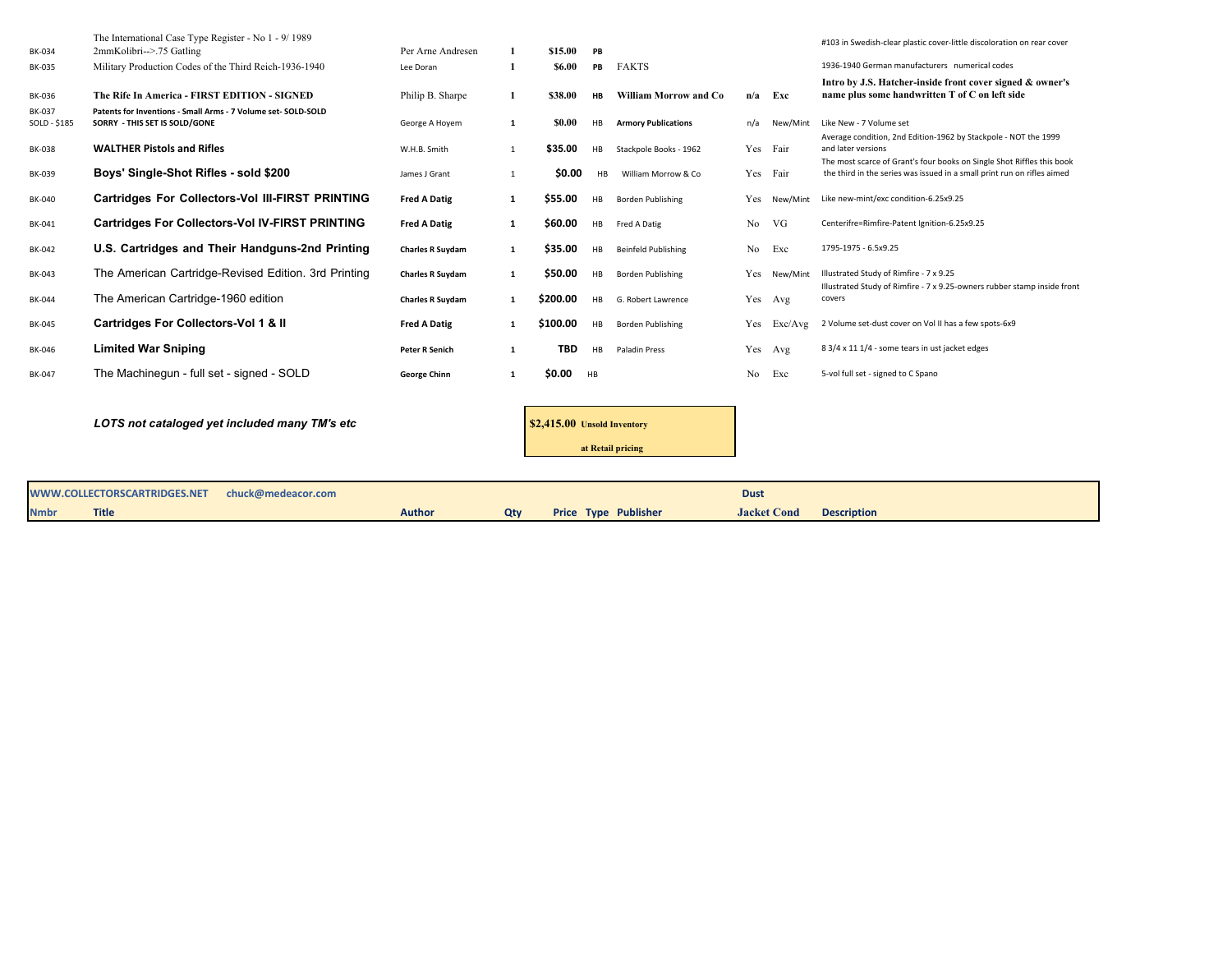| Nmbr | Title | Author | Qty | Price | Type | Publisher | Dust Jacket | Cond | Description |
|---|---|---|---|---|---|---|---|---|---|
| BK-034 | The International Case Type Register - No 1 - 9/ 1989 2mmKolibri-->.75 Gatling | Per Arne Andresen | 1 | $15.00 | PB | | | | #103 in Swedish-clear plastic cover-little discoloration on rear cover |
| BK-035 | Military Production Codes of the Third Reich-1936-1940 | Lee Doran | 1 | $6.00 | PB | FAKTS | | | 1936-1940 German manufacturers numerical codes |
| BK-036 | **The Rife In America - FIRST EDITION - SIGNED** | Philip B. Sharpe | 1 | $38.00 | HB | **William Morrow and Co** | n/a | Exc | **Intro by J.S. Hatcher-inside front cover signed & owner's name plus some handwritten T of C on left side** |
| BK-037 SOLD - $185 | **Patents for Inventions - Small Arms - 7 Volume set- SOLD-SOLD SORRY - THIS SET IS SOLD/GONE** | George A Hoyem | 1 | $0.00 | HB | **Armory Publications** | n/a | New/Mint | Like New - 7 Volume set |
| BK-038 | **WALTHER Pistols and Rifles** | W.H.B. Smith | 1 | $35.00 | HB | Stackpole Books - 1962 | Yes | Fair | Average condition, 2nd Edition-1962 by Stackpole - NOT the 1999 and later versions |
| BK-039 | **Boys' Single-Shot Rifles - sold $200** | James J Grant | 1 | $0.00 | HB | William Morrow & Co | Yes | Fair | The most scarce of Grant's four books on Single Shot Riffles this book the third in the series was issued in a small print run on rifles aimed |
| BK-040 | **Cartridges For Collectors-Vol III-FIRST PRINTING** | **Fred A Datig** | 1 | $55.00 | HB | Borden Publishing | Yes | New/Mint | Like new-mint/exc condition-6.25x9.25 |
| BK-041 | **Cartridges For Collectors-Vol IV-FIRST PRINTING** | **Fred A Datig** | 1 | $60.00 | HB | Fred A Datig | No | VG | Centerifre=Rimfire-Patent Ignition-6.25x9.25 |
| BK-042 | **U.S. Cartridges and Their Handguns-2nd Printing** | **Charles R Suydam** | 1 | $35.00 | HB | Beinfeld Publishing | No | Exc | 1795-1975 - 6.5x9.25 |
| BK-043 | The American Cartridge-Revised Edition. 3rd Printing | **Charles R Suydam** | 1 | $50.00 | HB | Borden Publishing | Yes | New/Mint | Illustrated Study of Rimfire - 7 x 9.25 |
| BK-044 | The American Cartridge-1960 edition | **Charles R Suydam** | 1 | $200.00 | HB | G. Robert Lawrence | Yes | Avg | Illustrated Study of Rimfire - 7 x 9.25-owners rubber stamp inside front covers |
| BK-045 | **Cartridges For Collectors-Vol 1 & II** | **Fred A Datig** | 1 | $100.00 | HB | Borden Publishing | Yes | Exc/Avg | 2 Volume set-dust cover on Vol II has a few spots-6x9 |
| BK-046 | **Limited War Sniping** | **Peter R Senich** | 1 | TBD | HB | Paladin Press | Yes | Avg | 8 3/4 x 11 1/4 - some tears in ust jacket edges |
| BK-047 | The Machinegun - full set - signed - SOLD | **George Chinn** | 1 | $0.00 | HB | | No | Exc | 5-vol full set - signed to C Spano |

***LOTS not cataloged yet included many TM's etc***

**$2,415.00 Unsold Inventory at Retail pricing**

**WWW.COLLECTORSCARTRIDGES.NET chuck@medeacor.com**